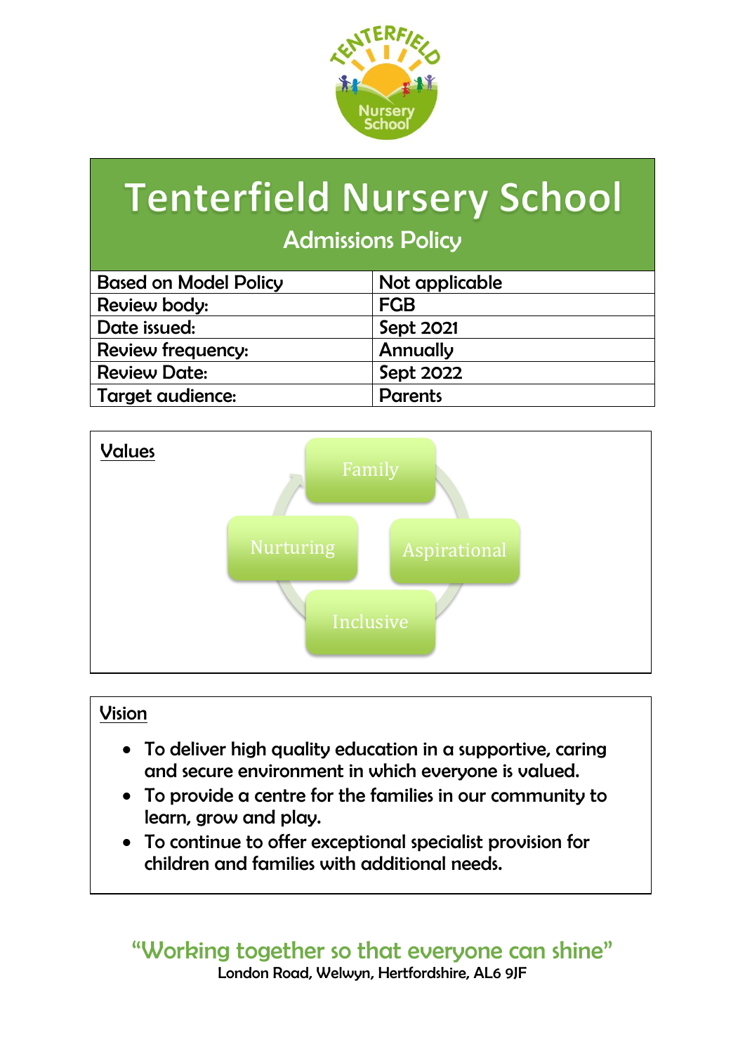# Tenterfield Nursery School

## Admissions Policy

| Based on Model Policy | Not applicable |
|---|---|
| Review body: | FGB |
| Date issued: | Sept 2021 |
| Review frequency: | Annually |
| Review Date: | Sept 2022 |
| Target audience: | Parents |

### Values

- Family
- Aspirational
- Inclusive
- Nurturing

### Vision

- To deliver high quality education in a supportive, caring and secure environment in which everyone is valued.
- To provide a centre for the families in our community to learn, grow and play.
- To continue to offer exceptional specialist provision for children and families with additional needs.

"Working together so that everyone can shine"

London Road, Welwyn, Hertfordshire, AL6 9JF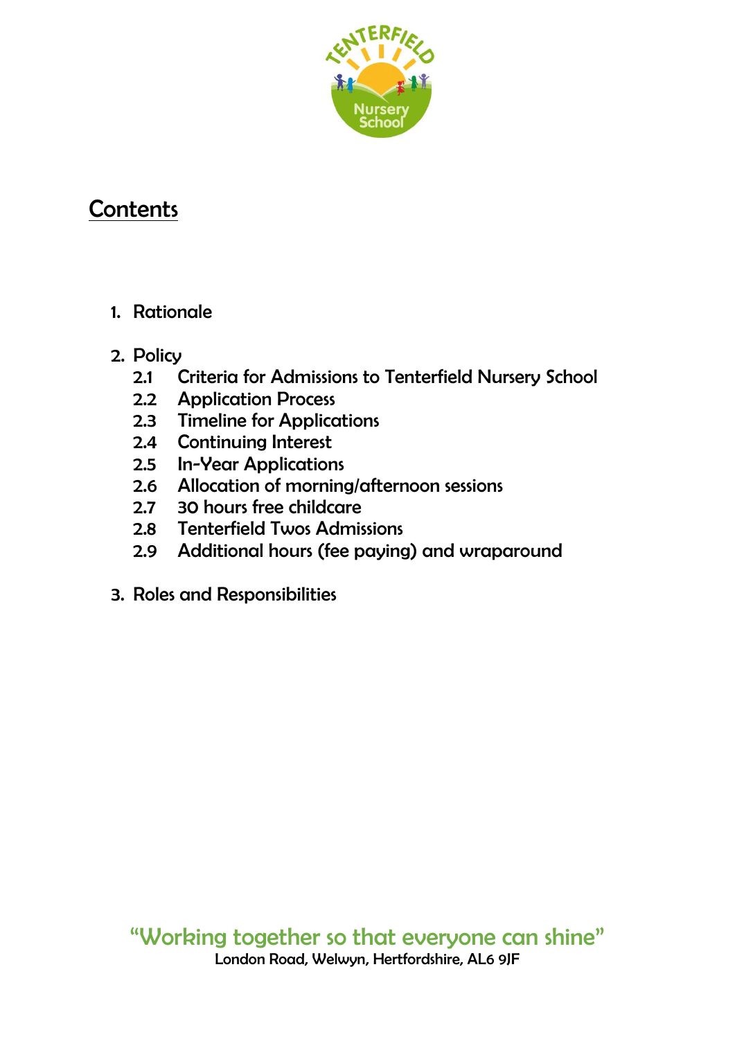## Contents

1. Rationale

2. Policy
   - 2.1 Criteria for Admissions to Tenterfield Nursery School
   - 2.2 Application Process
   - 2.3 Timeline for Applications
   - 2.4 Continuing Interest
   - 2.5 In-Year Applications
   - 2.6 Allocation of morning/afternoon sessions
   - 2.7 30 hours free childcare
   - 2.8 Tenterfield Twos Admissions
   - 2.9 Additional hours (fee paying) and wraparound

3. Roles and Responsibilities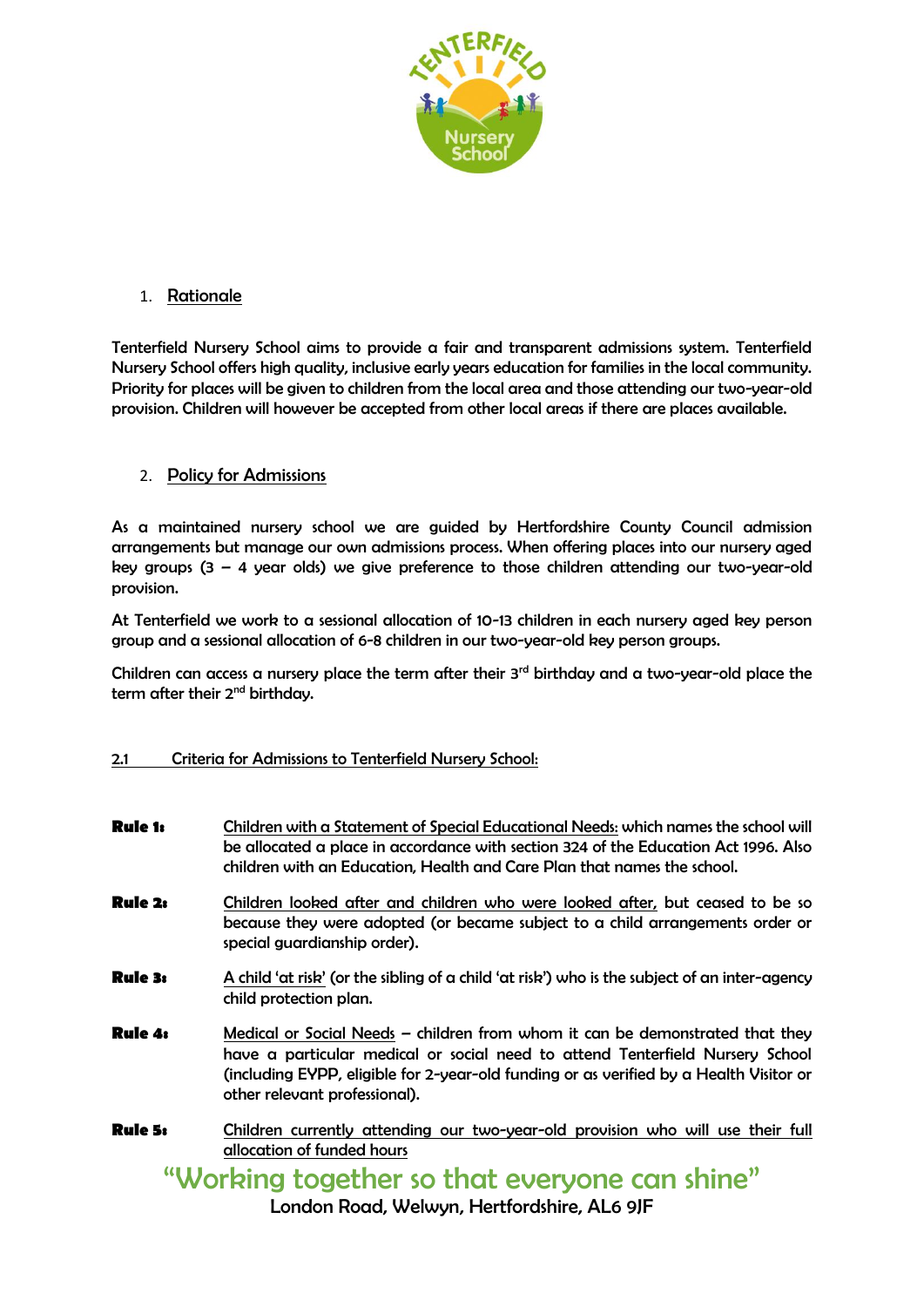## 1. Rationale

Tenterfield Nursery School aims to provide a fair and transparent admissions system. Tenterfield Nursery School offers high quality, inclusive early years education for families in the local community. Priority for places will be given to children from the local area and those attending our two-year-old provision. Children will however be accepted from other local areas if there are places available.

## 2. Policy for Admissions

As a maintained nursery school we are guided by Hertfordshire County Council admission arrangements but manage our own admissions process. When offering places into our nursery aged key groups (3 – 4 year olds) we give preference to those children attending our two-year-old provision.

At Tenterfield we work to a sessional allocation of 10-13 children in each nursery aged key person group and a sessional allocation of 6-8 children in our two-year-old key person groups.

Children can access a nursery place the term after their 3rd birthday and a two-year-old place the term after their 2nd birthday.

### 2.1 Criteria for Admissions to Tenterfield Nursery School:

**Rule 1:** Children with a Statement of Special Educational Needs: which names the school will be allocated a place in accordance with section 324 of the Education Act 1996. Also children with an Education, Health and Care Plan that names the school.

**Rule 2:** Children looked after and children who were looked after, but ceased to be so because they were adopted (or became subject to a child arrangements order or special guardianship order).

**Rule 3:** A child 'at risk' (or the sibling of a child 'at risk') who is the subject of an inter-agency child protection plan.

**Rule 4:** Medical or Social Needs – children from whom it can be demonstrated that they have a particular medical or social need to attend Tenterfield Nursery School (including EYPP, eligible for 2-year-old funding or as verified by a Health Visitor or other relevant professional).

**Rule 5:** Children currently attending our two-year-old provision who will use their full allocation of funded hours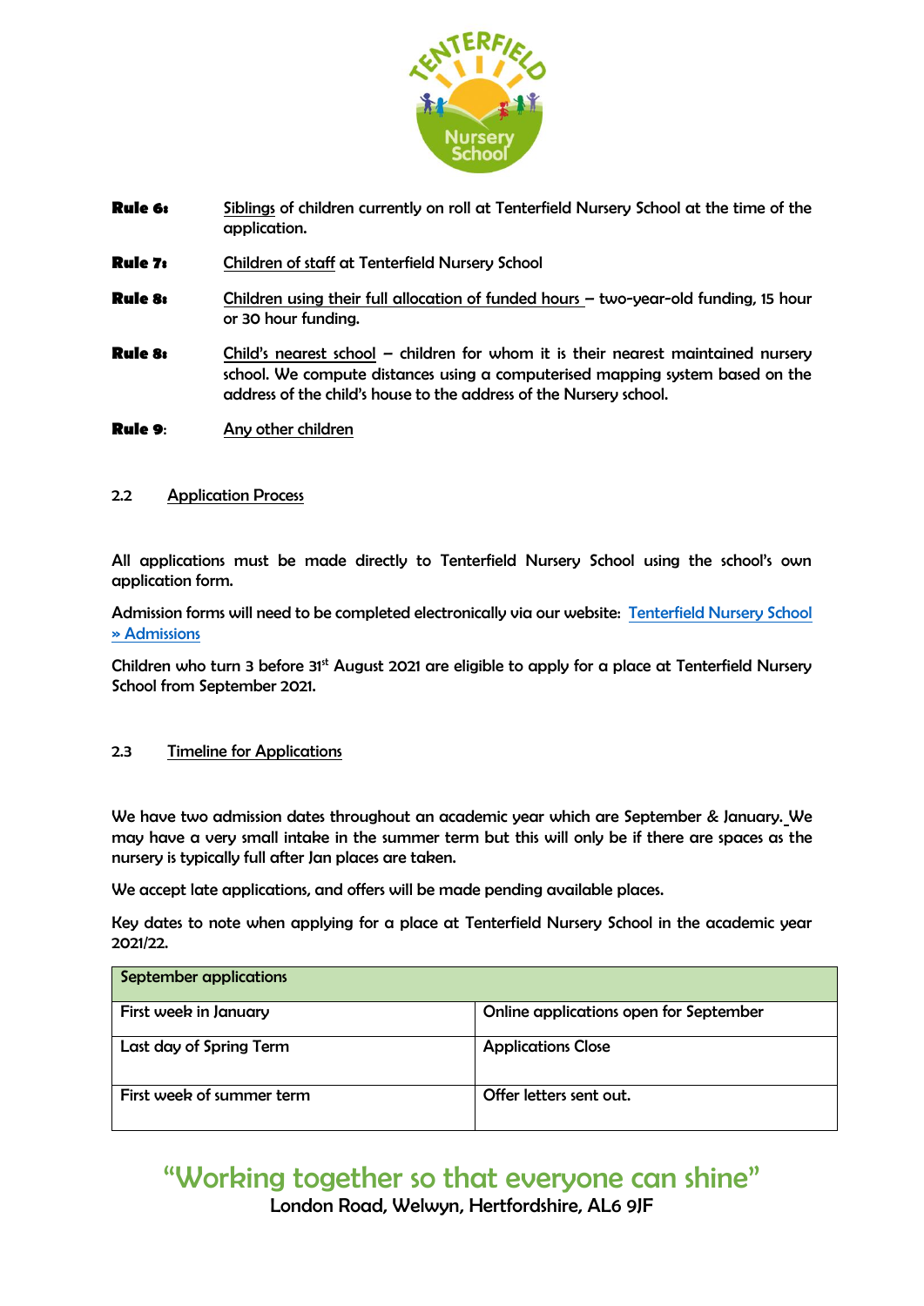**Rule 6:** Siblings of children currently on roll at Tenterfield Nursery School at the time of the application.

**Rule 7:** Children of staff at Tenterfield Nursery School

**Rule 8:** Children using their full allocation of funded hours – two-year-old funding, 15 hour or 30 hour funding.

**Rule 8:** Child's nearest school – children for whom it is their nearest maintained nursery school. We compute distances using a computerised mapping system based on the address of the child's house to the address of the Nursery school.

**Rule 9**: Any other children

### 2.2 Application Process

All applications must be made directly to Tenterfield Nursery School using the school's own application form.

Admission forms will need to be completed electronically via our website: Tenterfield Nursery School » Admissions

Children who turn 3 before 31st August 2021 are eligible to apply for a place at Tenterfield Nursery School from September 2021.

### 2.3 Timeline for Applications

We have two admission dates throughout an academic year which are September & January. We may have a very small intake in the summer term but this will only be if there are spaces as the nursery is typically full after Jan places are taken.

We accept late applications, and offers will be made pending available places.

Key dates to note when applying for a place at Tenterfield Nursery School in the academic year 2021/22.

| September applications | |
|---|---|
| First week in January | Online applications open for September |
| Last day of Spring Term | Applications Close |
| First week of summer term | Offer letters sent out. |

"Working together so that everyone can shine"
London Road, Welwyn, Hertfordshire, AL6 9JF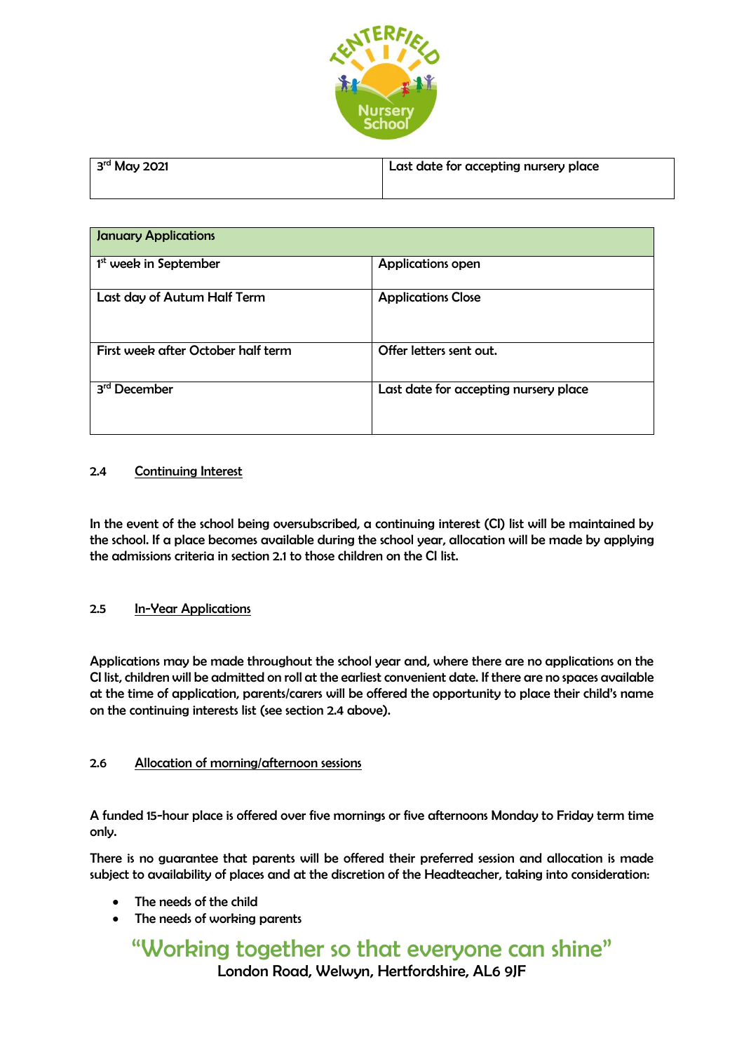| 3rd May 2021 | Last date for accepting nursery place |
|---|---|

| January Applications | |
|---|---|
| 1st week in September | Applications open |
| Last day of Autum Half Term | Applications Close |
| First week after October half term | Offer letters sent out. |
| 3rd December | Last date for accepting nursery place |

### 2.4 Continuing Interest

In the event of the school being oversubscribed, a continuing interest (CI) list will be maintained by the school. If a place becomes available during the school year, allocation will be made by applying the admissions criteria in section 2.1 to those children on the CI list.

### 2.5 In-Year Applications

Applications may be made throughout the school year and, where there are no applications on the CI list, children will be admitted on roll at the earliest convenient date. If there are no spaces available at the time of application, parents/carers will be offered the opportunity to place their child's name on the continuing interests list (see section 2.4 above).

### 2.6 Allocation of morning/afternoon sessions

A funded 15-hour place is offered over five mornings or five afternoons Monday to Friday term time only.

There is no guarantee that parents will be offered their preferred session and allocation is made subject to availability of places and at the discretion of the Headteacher, taking into consideration:

- The needs of the child
- The needs of working parents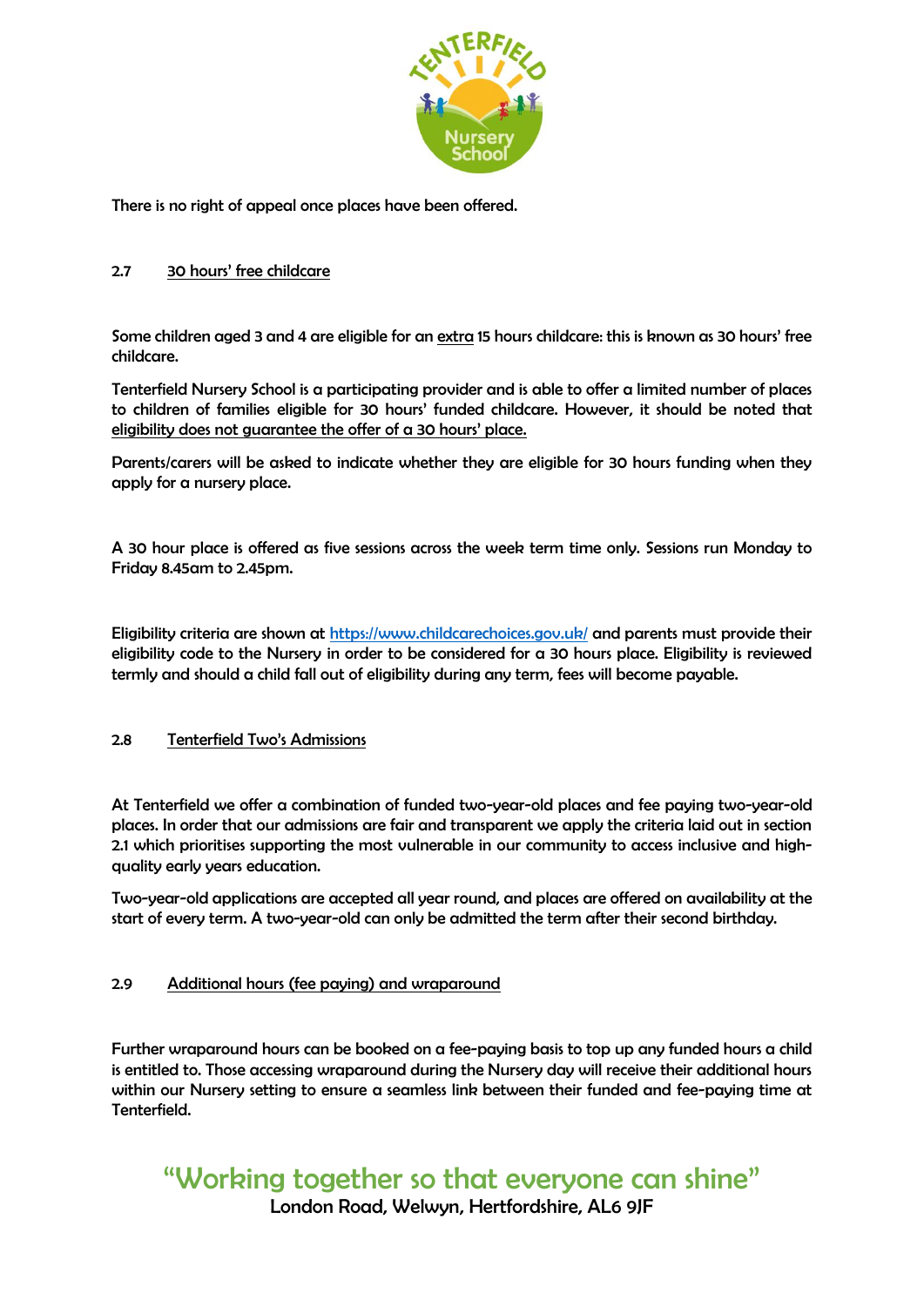There is no right of appeal once places have been offered.

### 2.7 30 hours' free childcare

Some children aged 3 and 4 are eligible for an extra 15 hours childcare: this is known as 30 hours' free childcare.

Tenterfield Nursery School is a participating provider and is able to offer a limited number of places to children of families eligible for 30 hours' funded childcare. However, it should be noted that eligibility does not guarantee the offer of a 30 hours' place.

Parents/carers will be asked to indicate whether they are eligible for 30 hours funding when they apply for a nursery place.

A 30 hour place is offered as five sessions across the week term time only. Sessions run Monday to Friday 8.45am to 2.45pm.

Eligibility criteria are shown at https://www.childcarechoices.gov.uk/ and parents must provide their eligibility code to the Nursery in order to be considered for a 30 hours place. Eligibility is reviewed termly and should a child fall out of eligibility during any term, fees will become payable.

### 2.8 Tenterfield Two's Admissions

At Tenterfield we offer a combination of funded two-year-old places and fee paying two-year-old places. In order that our admissions are fair and transparent we apply the criteria laid out in section 2.1 which prioritises supporting the most vulnerable in our community to access inclusive and high-quality early years education.

Two-year-old applications are accepted all year round, and places are offered on availability at the start of every term. A two-year-old can only be admitted the term after their second birthday.

### 2.9 Additional hours (fee paying) and wraparound

Further wraparound hours can be booked on a fee-paying basis to top up any funded hours a child is entitled to. Those accessing wraparound during the Nursery day will receive their additional hours within our Nursery setting to ensure a seamless link between their funded and fee-paying time at Tenterfield.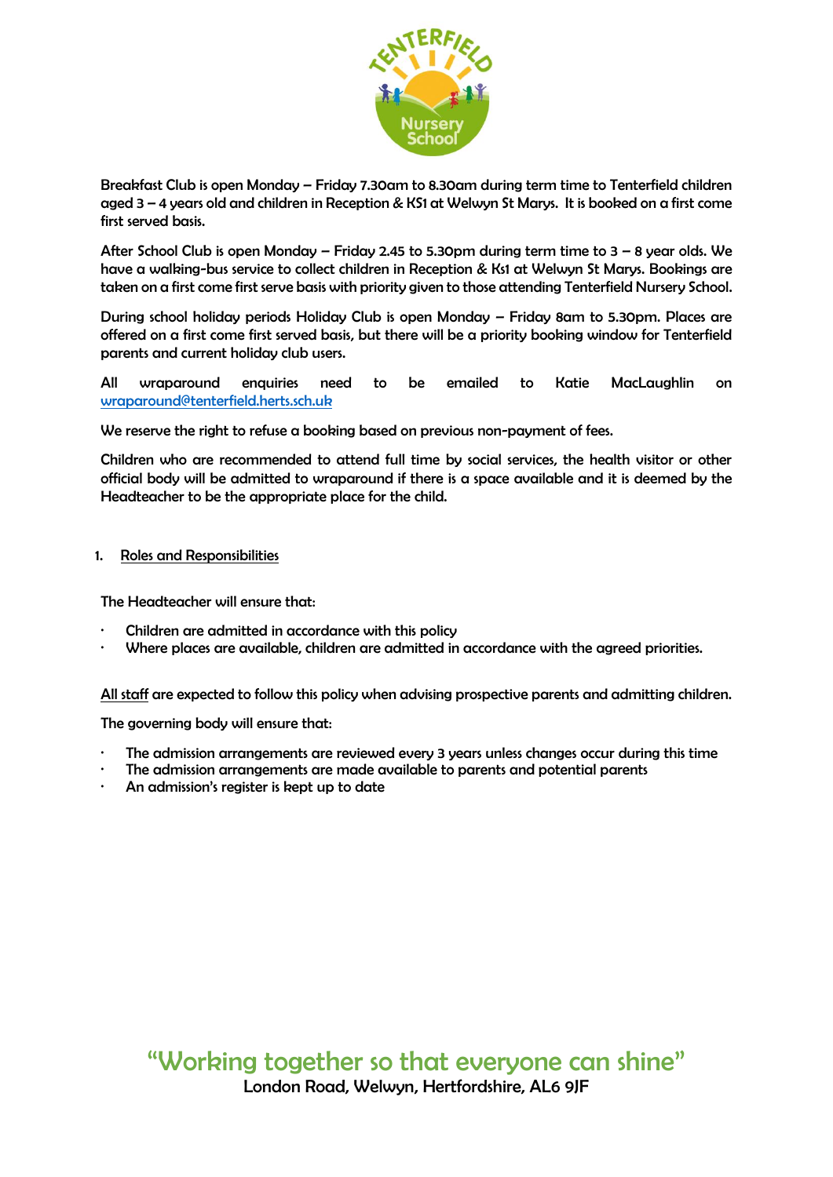Breakfast Club is open Monday – Friday 7.30am to 8.30am during term time to Tenterfield children aged 3 – 4 years old and children in Reception & KS1 at Welwyn St Marys. It is booked on a first come first served basis.

After School Club is open Monday – Friday 2.45 to 5.30pm during term time to 3 – 8 year olds. We have a walking-bus service to collect children in Reception & Ks1 at Welwyn St Marys. Bookings are taken on a first come first serve basis with priority given to those attending Tenterfield Nursery School.

During school holiday periods Holiday Club is open Monday – Friday 8am to 5.30pm. Places are offered on a first come first served basis, but there will be a priority booking window for Tenterfield parents and current holiday club users.

All wraparound enquiries need to be emailed to Katie MacLaughlin on wraparound@tenterfield.herts.sch.uk

We reserve the right to refuse a booking based on previous non-payment of fees.

Children who are recommended to attend full time by social services, the health visitor or other official body will be admitted to wraparound if there is a space available and it is deemed by the Headteacher to be the appropriate place for the child.

## 1. Roles and Responsibilities

The Headteacher will ensure that:

- Children are admitted in accordance with this policy
- Where places are available, children are admitted in accordance with the agreed priorities.

All staff are expected to follow this policy when advising prospective parents and admitting children.

The governing body will ensure that:

- The admission arrangements are reviewed every 3 years unless changes occur during this time
- The admission arrangements are made available to parents and potential parents
- An admission's register is kept up to date